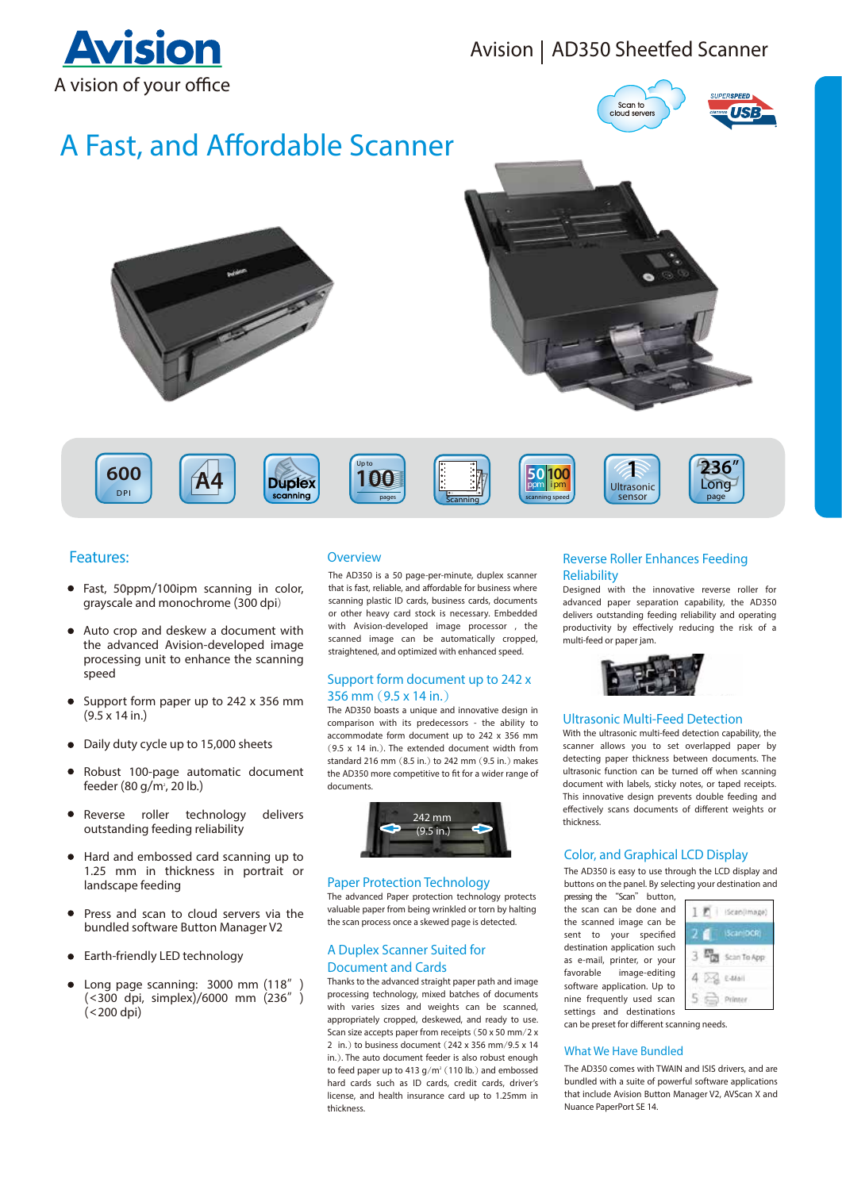# Avision

A vision of your office

Avision | AD350 Sheetfed Scanner

## A Fast, and Affordable Scanner

## Features:

- Fast, 50ppm/100ipm scanning in color, grayscale and monochrome (300 dpi)
- Auto crop and deskew a document with the advanced Avision-developed image processing unit to enhance the scanning speed
- Support form paper up to 242 x 356 mm (9.5 x 14 in.)
- Daily duty cycle up to 15,000 sheets
- Robust 100-page automatic document feeder (80 g/m², 20 lb.)
- Reverse roller technology delivers outstanding feeding reliability
- Hard and embossed card scanning up to 1.25 mm in thickness in portrait or landscape feeding
- Press and scan to cloud servers via the bundled software Button Manager V2
- Earth-friendly LED technology
- Long page scanning: 3000 mm (118" ) (<300 dpi, simplex)/6000 mm (236" ) (<200 dpi)

## Overview

The AD350 is a 50 page-per-minute, duplex scanner that is fast, reliable, and affordable for business where scanning plastic ID cards, business cards, documents or other heavy card stock is necessary. Embedded with Avision-developed image processor , the scanned image can be automatically cropped, straightened, and optimized with enhanced speed.

## Support form document up to 242 x 356 mm（9.5 x 14 in.）

The AD350 boasts a unique and innovative design in comparison with its predecessors - the ability to accommodate form document up to 242 x 356 mm（9.5 x 14 in.). The extended document width from standard 216 mm（8.5 in.）to 242 mm（9.5 in.）makes the AD350 more competitive to fit for a wider range of documents.

242 mm (9.5 in.)

## Paper Protection Technology

The advanced Paper protection technology protects valuable paper from being wrinkled or torn by halting the scan process once a skewed page is detected.

## A Duplex Scanner Suited for Document and Cards

Thanks to the advanced straight paper path and image processing technology, mixed batches of documents with varies sizes and weights can be scanned, appropriately cropped, deskewed, and ready to use. Scan size accepts paper from receipts（50 x 50 mm/2 x 2 in.）to business document（242 x 356 mm/9.5 x 14 in.). The auto document feeder is also robust enough to feed paper up to 413 g/m²（110 lb.）and embossed hard cards such as ID cards, credit cards, driver's license, and health insurance card up to 1.25mm in thickness.

## Reverse Roller Enhances Feeding Reliability

Designed with the innovative reverse roller for advanced paper separation capability, the AD350 delivers outstanding feeding reliability and operating productivity by effectively reducing the risk of a multi-feed or paper jam.

## Ultrasonic Multi-Feed Detection

With the ultrasonic multi-feed detection capability, the scanner allows you to set overlapped paper by detecting paper thickness between documents. The ultrasonic function can be turned off when scanning document with labels, sticky notes, or taped receipts. This innovative design prevents double feeding and effectively scans documents of different weights or thickness.

## Color, and Graphical LCD Display

The AD350 is easy to use through the LCD display and buttons on the panel. By selecting your destination and pressing the "Scan" button, the scan can be done and the scanned image can be sent to your specified destination application such as e-mail, printer, or your favorable image-editing software application. Up to nine frequently used scan settings and destinations can be preset for different scanning needs.

## What We Have Bundled

The AD350 comes with TWAIN and ISIS drivers, and are bundled with a suite of powerful software applications that include Avision Button Manager V2, AVScan X and Nuance PaperPort SE 14.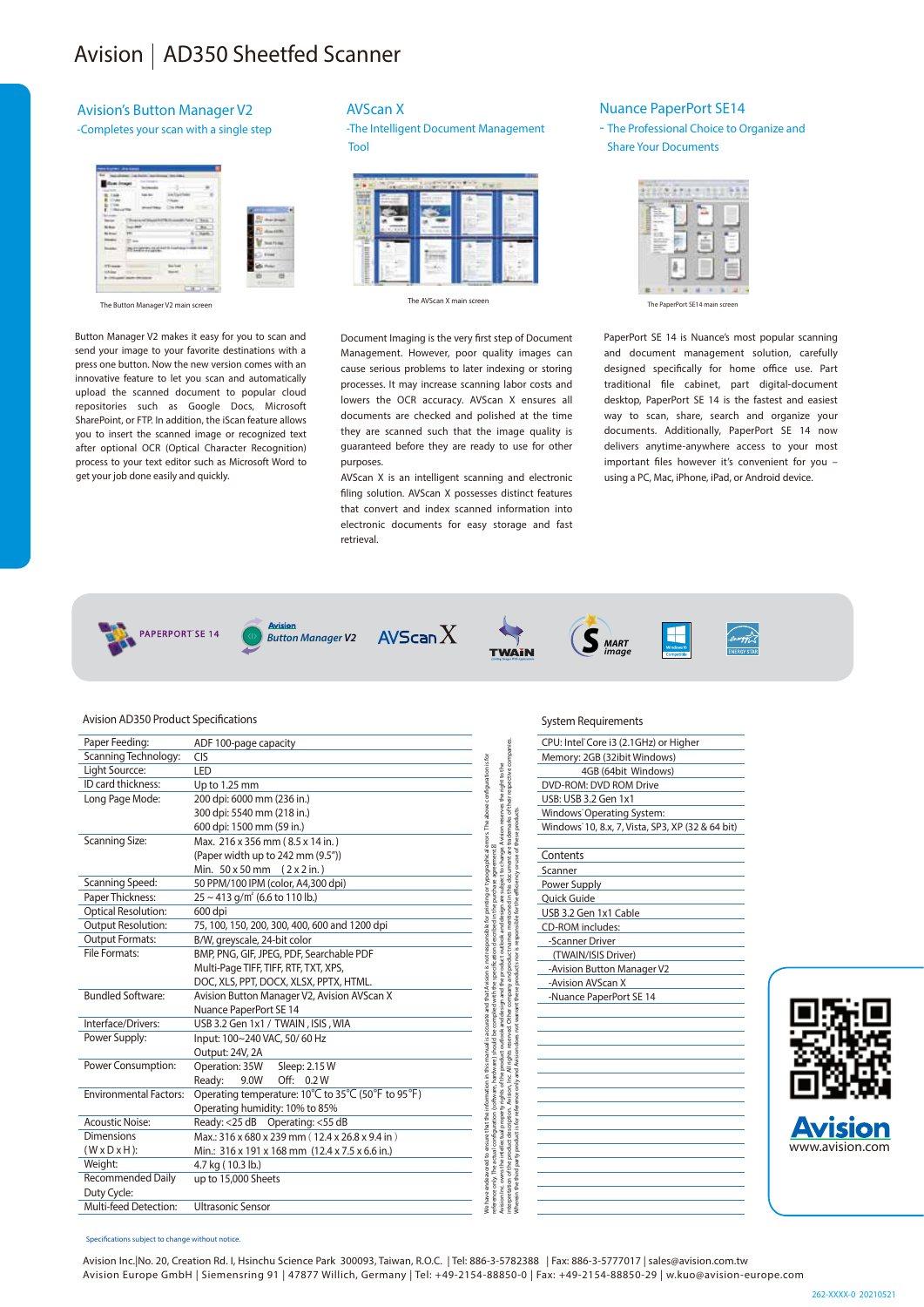# Avision | AD350 Sheetfed Scanner

## Avision's Button Manager V2

-Completes your scan with a single step

The Button Manager V2 main screen

Button Manager V2 makes it easy for you to scan and send your image to your favorite destinations with a press one button. Now the new version comes with an innovative feature to let you scan and automatically upload the scanned document to popular cloud repositories such as Google Docs, Microsoft SharePoint, or FTP. In addition, the iScan feature allows you to insert the scanned image or recognized text after optional OCR (Optical Character Recognition) process to your text editor such as Microsoft Word to get your job done easily and quickly.

## AVScan X

-The Intelligent Document Management Tool

The AVScan X main screen

Document Imaging is the very first step of Document Management. However, poor quality images can cause serious problems to later indexing or storing processes. It may increase scanning labor costs and lowers the OCR accuracy. AVScan X ensures all documents are checked and polished at the time they are scanned such that the image quality is guaranteed before they are ready to use for other purposes.

AVScan X is an intelligent scanning and electronic filing solution. AVScan X possesses distinct features that convert and index scanned information into electronic documents for easy storage and fast retrieval.

## Nuance PaperPort SE14

- The Professional Choice to Organize and Share Your Documents

The PaperPort SE14 main screen

PaperPort SE 14 is Nuance's most popular scanning and document management solution, carefully designed specifically for home office use. Part traditional file cabinet, part digital-document desktop, PaperPort SE 14 is the fastest and easiest way to scan, share, search and organize your documents. Additionally, PaperPort SE 14 now delivers anytime-anywhere access to your most important files however it's convenient for you – using a PC, Mac, iPhone, iPad, or Android device.

PAPERPORT SE 14 | Avision Button Manager V2 | AVScan X | TWAIN | Smart image | Windows 10 Compatible | ENERGY STAR

## Avision AD350 Product Specifications

| | |
|---|---|
| Paper Feeding: | ADF 100-page capacity |
| Scanning Technology: | CIS |
| Light Sourcce: | LED |
| ID card thickness: | Up to 1.25 mm |
| Long Page Mode: | 200 dpi: 6000 mm (236 in.)<br>300 dpi: 5540 mm (218 in.)<br>600 dpi: 1500 mm (59 in.) |
| Scanning Size: | Max. 216 x 356 mm ( 8.5 x 14 in. )<br>(Paper width up to 242 mm (9.5"))<br>Min. 50 x 50 mm ( 2 x 2 in. ) |
| Scanning Speed: | 50 PPM/100 IPM (color, A4,300 dpi) |
| Paper Thickness: | 25 ~ 413 g/m² (6.6 to 110 lb.) |
| Optical Resolution: | 600 dpi |
| Output Resolution: | 75, 100, 150, 200, 300, 400, 600 and 1200 dpi |
| Output Formats: | B/W, greyscale, 24-bit color |
| File Formats: | BMP, PNG, GIF, JPEG, PDF, Searchable PDF<br>Multi-Page TIFF, TIFF, RTF, TXT, XPS,<br>DOC, XLS, PPT, DOCX, XLSX, PPTX, HTML. |
| Bundled Software: | Avision Button Manager V2, Avision AVScan X<br>Nuance PaperPort SE 14 |
| Interface/Drivers: | USB 3.2 Gen 1x1 / TWAIN , ISIS , WIA |
| Power Supply: | Input: 100~240 VAC, 50/ 60 Hz<br>Output: 24V, 2A |
| Power Consumption: | Operation: 35W Sleep: 2.15 W<br>Ready: 9.0W Off: 0.2 W |
| Environmental Factors: | Operating temperature: 10°C to 35°C (50°F to 95°F)<br>Operating humidity: 10% to 85% |
| Acoustic Noise: | Ready: <25 dB Operating: <55 dB |
| Dimensions (W x D x H): | Max.: 316 x 680 x 239 mm ( 12.4 x 26.8 x 9.4 in )<br>Min.: 316 x 191 x 168 mm (12.4 x 7.5 x 6.6 in.) |
| Weight: | 4.7 kg ( 10.3 lb.) |
| Recommended Daily Duty Cycle: | up to 15,000 Sheets |
| Multi-feed Detection: | Ultrasonic Sensor |

We have endeavored to ensure that the information in this manual is accurate and that Avision is not responsible for printing or typographical errors. The above configuration is for reference only. The actual configuration (software, hardware) should be complied with the specification described in the purchase agreement. Avision Inc. owns the intellectual property rights of the product outlook and design and the product outlook and design are subject to change. Avision reserves the right to the irrespective use of the product description. Avision, Inc. All rights reserved. Other company and product names mentioned in this document are trademarks of their respective companies. Wherein the third party products is for reference only and Avision does not warrant these products. Avision is not responsible for the efficiency or use of these products.

## System Requirements

- CPU: Intel Core i3 (2.1GHz) or Higher
- Memory: 2GB (32bit Windows)
  4GB (64bit Windows)
- DVD-ROM: DVD ROM Drive
- USB: USB 3.2 Gen 1x1
- Windows Operating System:
- Windows 10, 8.x, 7, Vista, SP3, XP (32 & 64 bit)

## Contents

- Scanner
- Power Supply
- Quick Guide
- USB 3.2 Gen 1x1 Cable
- CD-ROM includes:
  - -Scanner Driver (TWAIN/ISIS Driver)
  - -Avision Button Manager V2
  - -Avision AVScan X
  - -Nuance PaperPort SE 14

Avision
www.avision.com

Specifications subject to change without notice.

Avision Inc.|No. 20, Creation Rd. I, Hsinchu Science Park 300093, Taiwan, R.O.C. | Tel: 886-3-5782388 | Fax: 886-3-5777017 | sales@avision.com.tw
Avision Europe GmbH | Siemensring 91 | 47877 Willich, Germany | Tel: +49-2154-88850-0 | Fax: +49-2154-88850-29 | w.kuo@avision-europe.com

262-XXXX-0 20210521